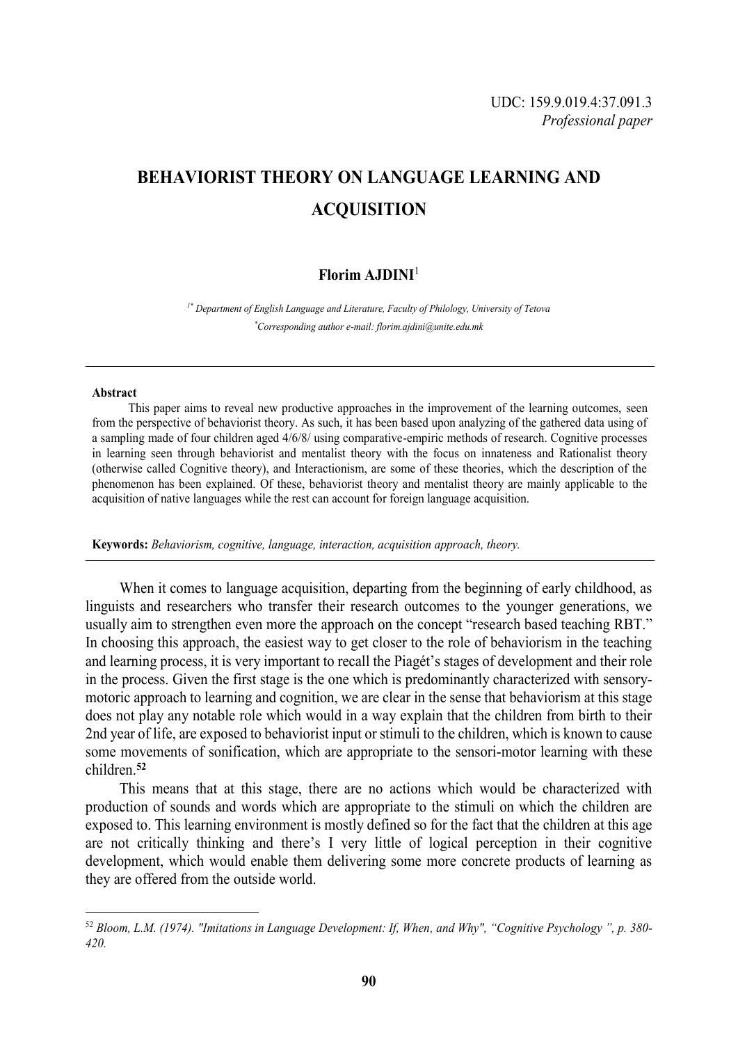UDC: 159.9.019.4:37.091.3

*Professional paper*

# BEHAVIORIST THEORY ON LANGUAGE LEARNING AND ACQUISITION

**Florim AJDINI**[1]

*[1*] Department of English Language and Literature, Faculty of Philology, University of Tetova*

*[*]Corresponding author e-mail: florim.ajdini@unite.edu.mk*

---

**Abstract**

This paper aims to reveal new productive approaches in the improvement of the learning outcomes, seen from the perspective of behaviorist theory. As such, it has been based upon analyzing of the gathered data using of a sampling made of four children aged 4/6/8/ using comparative-empiric methods of research. Cognitive processes in learning seen through behaviorist and mentalist theory with the focus on innateness and Rationalist theory (otherwise called Cognitive theory), and Interactionism, are some of these theories, which the description of the phenomenon has been explained. Of these, behaviorist theory and mentalist theory are mainly applicable to the acquisition of native languages while the rest can account for foreign language acquisition.

**Keywords:** *Behaviorism, cognitive, language, interaction, acquisition approach, theory.*

---

When it comes to language acquisition, departing from the beginning of early childhood, as linguists and researchers who transfer their research outcomes to the younger generations, we usually aim to strengthen even more the approach on the concept "research based teaching RBT." In choosing this approach, the easiest way to get closer to the role of behaviorism in the teaching and learning process, it is very important to recall the Piagét's stages of development and their role in the process. Given the first stage is the one which is predominantly characterized with sensory-motoric approach to learning and cognition, we are clear in the sense that behaviorism at this stage does not play any notable role which would in a way explain that the children from birth to their 2nd year of life, are exposed to behaviorist input or stimuli to the children, which is known to cause some movements of sonification, which are appropriate to the sensori-motor learning with these children.**[52]**

This means that at this stage, there are no actions which would be characterized with production of sounds and words which are appropriate to the stimuli on which the children are exposed to. This learning environment is mostly defined so for the fact that the children at this age are not critically thinking and there's I very little of logical perception in their cognitive development, which would enable them delivering some more concrete products of learning as they are offered from the outside world.

---

[52] *Bloom, L.M. (1974). "Imitations in Language Development: If, When, and Why", "Cognitive Psychology ", p. 380-420.*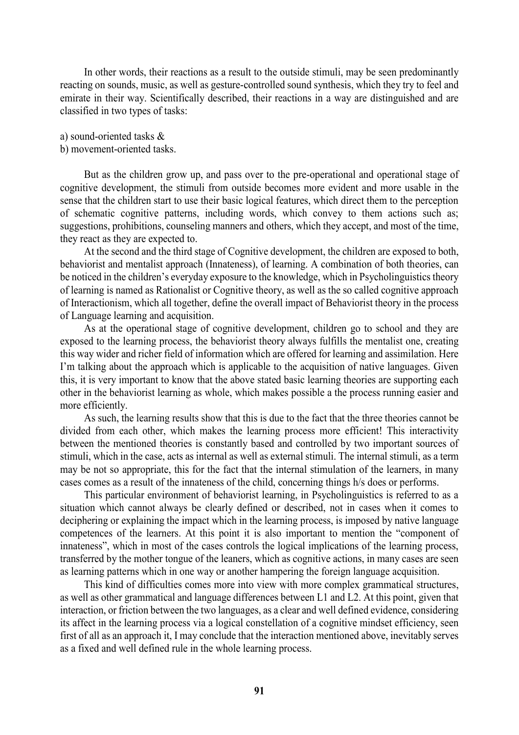In other words, their reactions as a result to the outside stimuli, may be seen predominantly reacting on sounds, music, as well as gesture-controlled sound synthesis, which they try to feel and emirate in their way. Scientifically described, their reactions in a way are distinguished and are classified in two types of tasks:

a) sound-oriented tasks &
b) movement-oriented tasks.

But as the children grow up, and pass over to the pre-operational and operational stage of cognitive development, the stimuli from outside becomes more evident and more usable in the sense that the children start to use their basic logical features, which direct them to the perception of schematic cognitive patterns, including words, which convey to them actions such as; suggestions, prohibitions, counseling manners and others, which they accept, and most of the time, they react as they are expected to.

At the second and the third stage of Cognitive development, the children are exposed to both, behaviorist and mentalist approach (Innateness), of learning. A combination of both theories, can be noticed in the children's everyday exposure to the knowledge, which in Psycholinguistics theory of learning is named as Rationalist or Cognitive theory, as well as the so called cognitive approach of Interactionism, which all together, define the overall impact of Behaviorist theory in the process of Language learning and acquisition.

As at the operational stage of cognitive development, children go to school and they are exposed to the learning process, the behaviorist theory always fulfills the mentalist one, creating this way wider and richer field of information which are offered for learning and assimilation. Here I'm talking about the approach which is applicable to the acquisition of native languages. Given this, it is very important to know that the above stated basic learning theories are supporting each other in the behaviorist learning as whole, which makes possible a the process running easier and more efficiently.

As such, the learning results show that this is due to the fact that the three theories cannot be divided from each other, which makes the learning process more efficient! This interactivity between the mentioned theories is constantly based and controlled by two important sources of stimuli, which in the case, acts as internal as well as external stimuli. The internal stimuli, as a term may be not so appropriate, this for the fact that the internal stimulation of the learners, in many cases comes as a result of the innateness of the child, concerning things h/s does or performs.

This particular environment of behaviorist learning, in Psycholinguistics is referred to as a situation which cannot always be clearly defined or described, not in cases when it comes to deciphering or explaining the impact which in the learning process, is imposed by native language competences of the learners. At this point it is also important to mention the "component of innateness", which in most of the cases controls the logical implications of the learning process, transferred by the mother tongue of the leaners, which as cognitive actions, in many cases are seen as learning patterns which in one way or another hampering the foreign language acquisition.

This kind of difficulties comes more into view with more complex grammatical structures, as well as other grammatical and language differences between L1 and L2. At this point, given that interaction, or friction between the two languages, as a clear and well defined evidence, considering its affect in the learning process via a logical constellation of a cognitive mindset efficiency, seen first of all as an approach it, I may conclude that the interaction mentioned above, inevitably serves as a fixed and well defined rule in the whole learning process.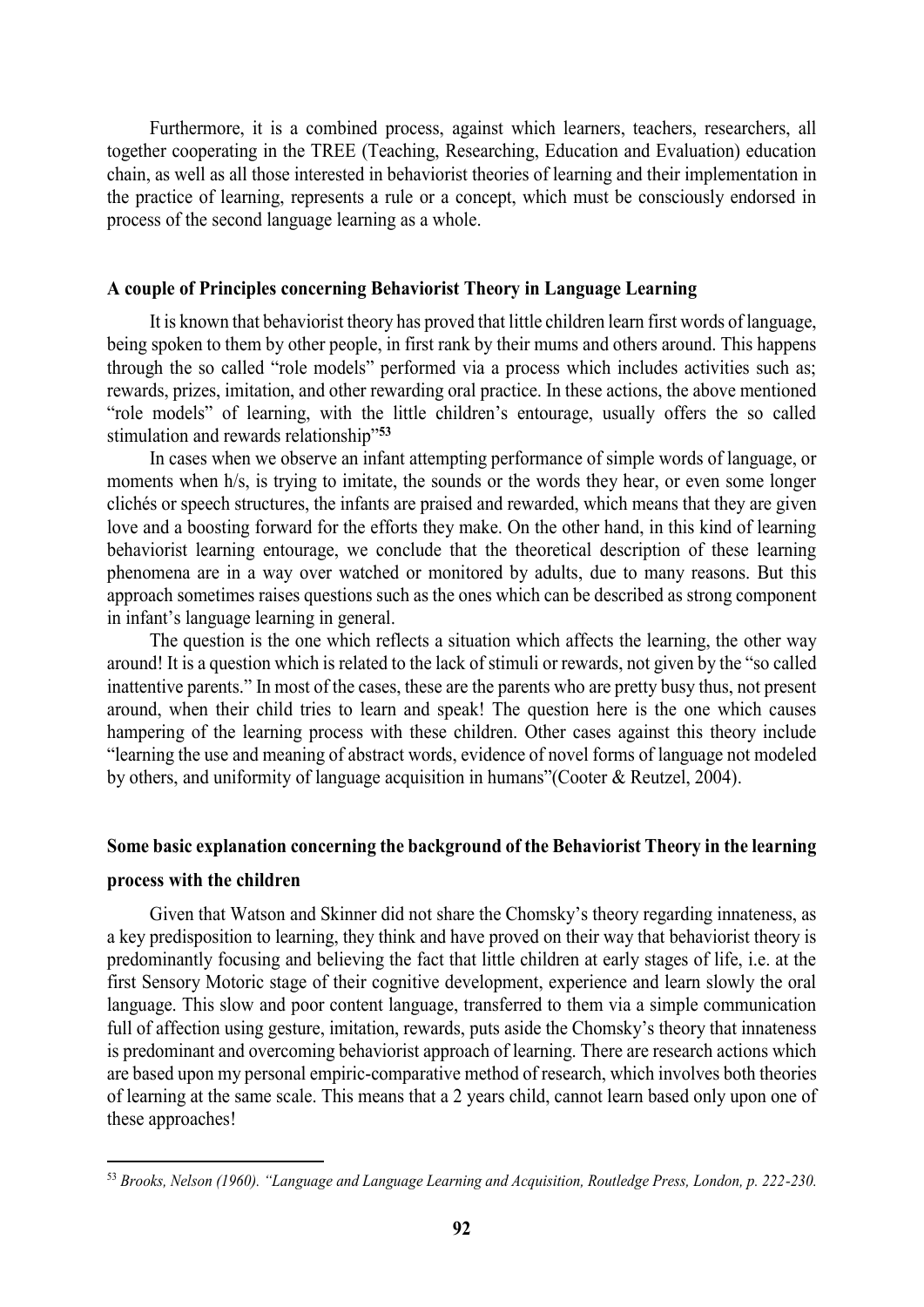Furthermore, it is a combined process, against which learners, teachers, researchers, all together cooperating in the TREE (Teaching, Researching, Education and Evaluation) education chain, as well as all those interested in behaviorist theories of learning and their implementation in the practice of learning, represents a rule or a concept, which must be consciously endorsed in process of the second language learning as a whole.

## A couple of Principles concerning Behaviorist Theory in Language Learning

It is known that behaviorist theory has proved that little children learn first words of language, being spoken to them by other people, in first rank by their mums and others around. This happens through the so called "role models" performed via a process which includes activities such as; rewards, prizes, imitation, and other rewarding oral practice. In these actions, the above mentioned "role models" of learning, with the little children's entourage, usually offers the so called stimulation and rewards relationship"[53]

In cases when we observe an infant attempting performance of simple words of language, or moments when h/s, is trying to imitate, the sounds or the words they hear, or even some longer clichés or speech structures, the infants are praised and rewarded, which means that they are given love and a boosting forward for the efforts they make. On the other hand, in this kind of learning behaviorist learning entourage, we conclude that the theoretical description of these learning phenomena are in a way over watched or monitored by adults, due to many reasons. But this approach sometimes raises questions such as the ones which can be described as strong component in infant's language learning in general.

The question is the one which reflects a situation which affects the learning, the other way around! It is a question which is related to the lack of stimuli or rewards, not given by the "so called inattentive parents." In most of the cases, these are the parents who are pretty busy thus, not present around, when their child tries to learn and speak! The question here is the one which causes hampering of the learning process with these children. Other cases against this theory include "learning the use and meaning of abstract words, evidence of novel forms of language not modeled by others, and uniformity of language acquisition in humans"(Cooter & Reutzel, 2004).

## Some basic explanation concerning the background of the Behaviorist Theory in the learning process with the children

Given that Watson and Skinner did not share the Chomsky's theory regarding innateness, as a key predisposition to learning, they think and have proved on their way that behaviorist theory is predominantly focusing and believing the fact that little children at early stages of life, i.e. at the first Sensory Motoric stage of their cognitive development, experience and learn slowly the oral language. This slow and poor content language, transferred to them via a simple communication full of affection using gesture, imitation, rewards, puts aside the Chomsky's theory that innateness is predominant and overcoming behaviorist approach of learning. There are research actions which are based upon my personal empiric-comparative method of research, which involves both theories of learning at the same scale. This means that a 2 years child, cannot learn based only upon one of these approaches!

---

[53] *Brooks, Nelson (1960). "Language and Language Learning and Acquisition, Routledge Press, London, p. 222-230.*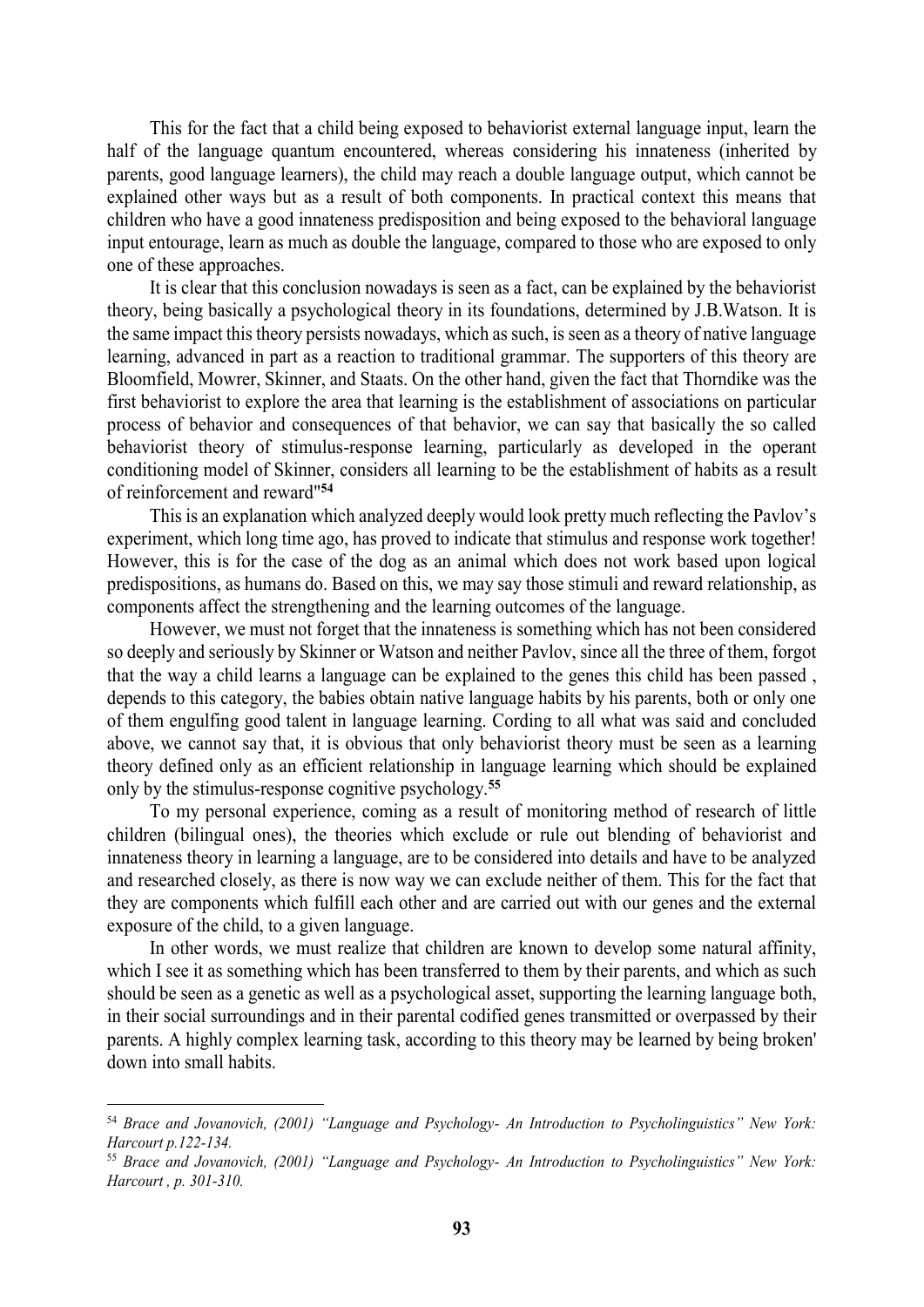This for the fact that a child being exposed to behaviorist external language input, learn the half of the language quantum encountered, whereas considering his innateness (inherited by parents, good language learners), the child may reach a double language output, which cannot be explained other ways but as a result of both components. In practical context this means that children who have a good innateness predisposition and being exposed to the behavioral language input entourage, learn as much as double the language, compared to those who are exposed to only one of these approaches.

It is clear that this conclusion nowadays is seen as a fact, can be explained by the behaviorist theory, being basically a psychological theory in its foundations, determined by J.B.Watson. It is the same impact this theory persists nowadays, which as such, is seen as a theory of native language learning, advanced in part as a reaction to traditional grammar. The supporters of this theory are Bloomfield, Mowrer, Skinner, and Staats. On the other hand, given the fact that Thorndike was the first behaviorist to explore the area that learning is the establishment of associations on particular process of behavior and consequences of that behavior, we can say that basically the so called behaviorist theory of stimulus-response learning, particularly as developed in the operant conditioning model of Skinner, considers all learning to be the establishment of habits as a result of reinforcement and reward"[54]

This is an explanation which analyzed deeply would look pretty much reflecting the Pavlov's experiment, which long time ago, has proved to indicate that stimulus and response work together! However, this is for the case of the dog as an animal which does not work based upon logical predispositions, as humans do. Based on this, we may say those stimuli and reward relationship, as components affect the strengthening and the learning outcomes of the language.

However, we must not forget that the innateness is something which has not been considered so deeply and seriously by Skinner or Watson and neither Pavlov, since all the three of them, forgot that the way a child learns a language can be explained to the genes this child has been passed , depends to this category, the babies obtain native language habits by his parents, both or only one of them engulfing good talent in language learning. Cording to all what was said and concluded above, we cannot say that, it is obvious that only behaviorist theory must be seen as a learning theory defined only as an efficient relationship in language learning which should be explained only by the stimulus-response cognitive psychology.[55]

To my personal experience, coming as a result of monitoring method of research of little children (bilingual ones), the theories which exclude or rule out blending of behaviorist and innateness theory in learning a language, are to be considered into details and have to be analyzed and researched closely, as there is now way we can exclude neither of them. This for the fact that they are components which fulfill each other and are carried out with our genes and the external exposure of the child, to a given language.

In other words, we must realize that children are known to develop some natural affinity, which I see it as something which has been transferred to them by their parents, and which as such should be seen as a genetic as well as a psychological asset, supporting the learning language both, in their social surroundings and in their parental codified genes transmitted or overpassed by their parents. A highly complex learning task, according to this theory may be learned by being broken' down into small habits.

---

[54] *Brace and Jovanovich, (2001) "Language and Psychology- An Introduction to Psycholinguistics" New York: Harcourt p.122-134.*

[55] *Brace and Jovanovich, (2001) "Language and Psychology- An Introduction to Psycholinguistics" New York: Harcourt , p. 301-310.*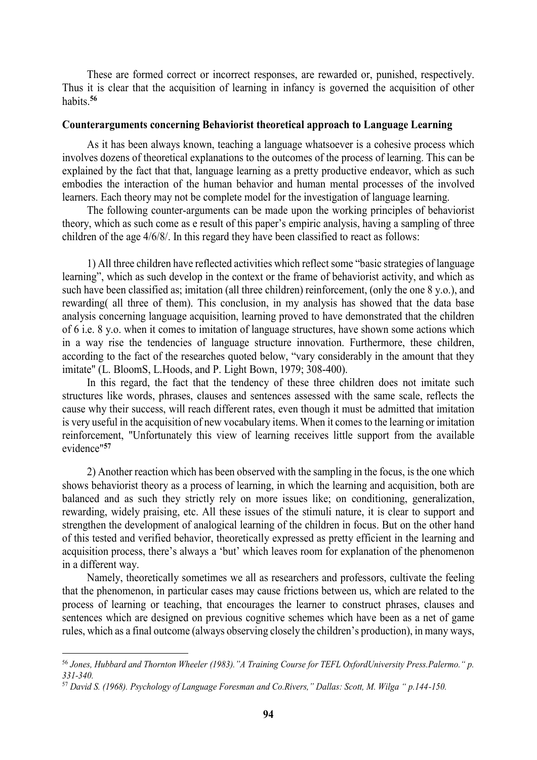These are formed correct or incorrect responses, are rewarded or, punished, respectively. Thus it is clear that the acquisition of learning in infancy is governed the acquisition of other habits.[56]

**Counterarguments concerning Behaviorist theoretical approach to Language Learning**

As it has been always known, teaching a language whatsoever is a cohesive process which involves dozens of theoretical explanations to the outcomes of the process of learning. This can be explained by the fact that that, language learning as a pretty productive endeavor, which as such embodies the interaction of the human behavior and human mental processes of the involved learners. Each theory may not be complete model for the investigation of language learning.

The following counter-arguments can be made upon the working principles of behaviorist theory, which as such come as e result of this paper's empiric analysis, having a sampling of three children of the age 4/6/8/. In this regard they have been classified to react as follows:

1) All three children have reflected activities which reflect some "basic strategies of language learning", which as such develop in the context or the frame of behaviorist activity, and which as such have been classified as; imitation (all three children) reinforcement, (only the one 8 y.o.), and rewarding( all three of them). This conclusion, in my analysis has showed that the data base analysis concerning language acquisition, learning proved to have demonstrated that the children of 6 i.e. 8 y.o. when it comes to imitation of language structures, have shown some actions which in a way rise the tendencies of language structure innovation. Furthermore, these children, according to the fact of the researches quoted below, "vary considerably in the amount that they imitate" (L. BloomS, L.Hoods, and P. Light Bown, 1979; 308-400).

In this regard, the fact that the tendency of these three children does not imitate such structures like words, phrases, clauses and sentences assessed with the same scale, reflects the cause why their success, will reach different rates, even though it must be admitted that imitation is very useful in the acquisition of new vocabulary items. When it comes to the learning or imitation reinforcement, "Unfortunately this view of learning receives little support from the available evidence"[57]

2) Another reaction which has been observed with the sampling in the focus, is the one which shows behaviorist theory as a process of learning, in which the learning and acquisition, both are balanced and as such they strictly rely on more issues like; on conditioning, generalization, rewarding, widely praising, etc. All these issues of the stimuli nature, it is clear to support and strengthen the development of analogical learning of the children in focus. But on the other hand of this tested and verified behavior, theoretically expressed as pretty efficient in the learning and acquisition process, there's always a 'but' which leaves room for explanation of the phenomenon in a different way.

Namely, theoretically sometimes we all as researchers and professors, cultivate the feeling that the phenomenon, in particular cases may cause frictions between us, which are related to the process of learning or teaching, that encourages the learner to construct phrases, clauses and sentences which are designed on previous cognitive schemes which have been as a net of game rules, which as a final outcome (always observing closely the children's production), in many ways,

---

[56] *Jones, Hubbard and Thornton Wheeler (1983)."A Training Course for TEFL OxfordUniversity Press.Palermo." p. 331-340.*

[57] *David S. (1968). Psychology of Language Foresman and Co.Rivers," Dallas: Scott, M. Wilga " p.144-150.*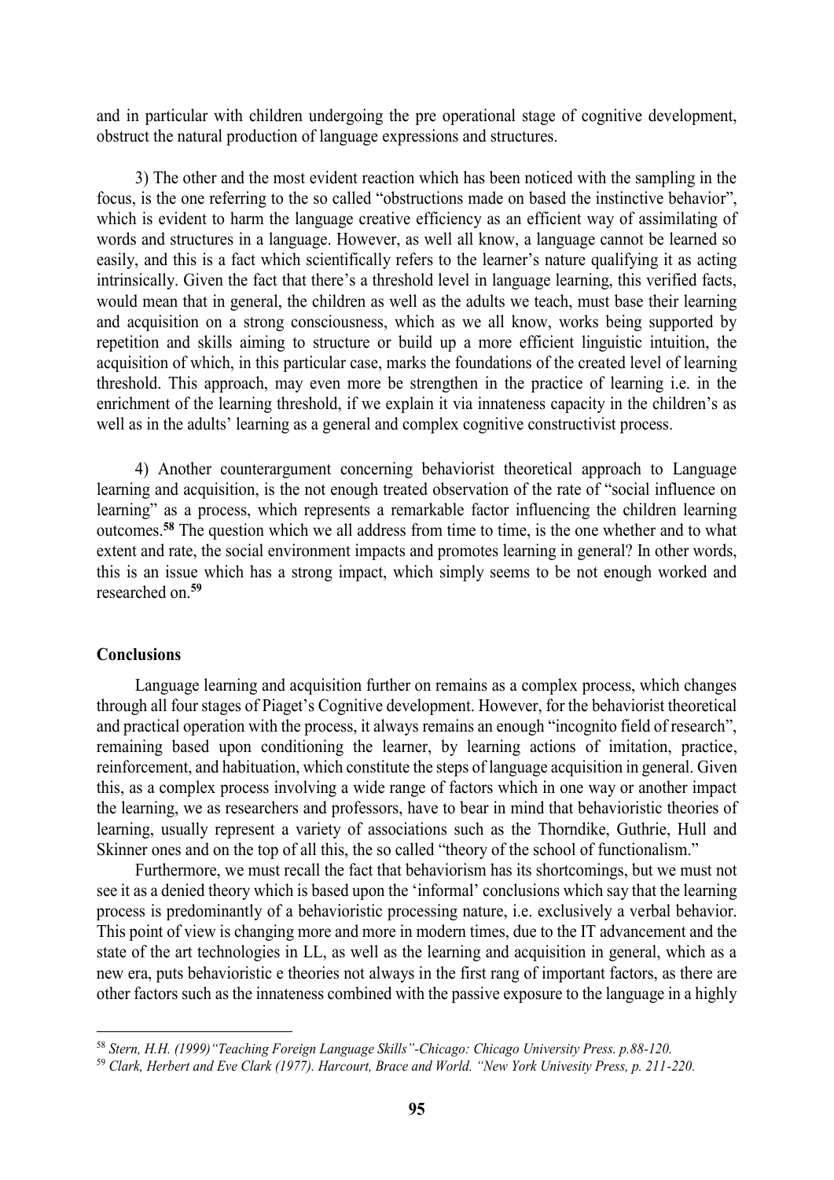and in particular with children undergoing the pre operational stage of cognitive development, obstruct the natural production of language expressions and structures.

3) The other and the most evident reaction which has been noticed with the sampling in the focus, is the one referring to the so called "obstructions made on based the instinctive behavior", which is evident to harm the language creative efficiency as an efficient way of assimilating of words and structures in a language. However, as well all know, a language cannot be learned so easily, and this is a fact which scientifically refers to the learner's nature qualifying it as acting intrinsically. Given the fact that there's a threshold level in language learning, this verified facts, would mean that in general, the children as well as the adults we teach, must base their learning and acquisition on a strong consciousness, which as we all know, works being supported by repetition and skills aiming to structure or build up a more efficient linguistic intuition, the acquisition of which, in this particular case, marks the foundations of the created level of learning threshold. This approach, may even more be strengthen in the practice of learning i.e. in the enrichment of the learning threshold, if we explain it via innateness capacity in the children's as well as in the adults' learning as a general and complex cognitive constructivist process.

4) Another counterargument concerning behaviorist theoretical approach to Language learning and acquisition, is the not enough treated observation of the rate of "social influence on learning" as a process, which represents a remarkable factor influencing the children learning outcomes.[58] The question which we all address from time to time, is the one whether and to what extent and rate, the social environment impacts and promotes learning in general? In other words, this is an issue which has a strong impact, which simply seems to be not enough worked and researched on.[59]

**Conclusions**

Language learning and acquisition further on remains as a complex process, which changes through all four stages of Piaget's Cognitive development. However, for the behaviorist theoretical and practical operation with the process, it always remains an enough "incognito field of research", remaining based upon conditioning the learner, by learning actions of imitation, practice, reinforcement, and habituation, which constitute the steps of language acquisition in general. Given this, as a complex process involving a wide range of factors which in one way or another impact the learning, we as researchers and professors, have to bear in mind that behavioristic theories of learning, usually represent a variety of associations such as the Thorndike, Guthrie, Hull and Skinner ones and on the top of all this, the so called "theory of the school of functionalism."

Furthermore, we must recall the fact that behaviorism has its shortcomings, but we must not see it as a denied theory which is based upon the 'informal' conclusions which say that the learning process is predominantly of a behavioristic processing nature, i.e. exclusively a verbal behavior. This point of view is changing more and more in modern times, due to the IT advancement and the state of the art technologies in LL, as well as the learning and acquisition in general, which as a new era, puts behavioristic e theories not always in the first rang of important factors, as there are other factors such as the innateness combined with the passive exposure to the language in a highly

---

[58] *Stern, H.H. (1999)"Teaching Foreign Language Skills"-Chicago: Chicago University Press. p.88-120.*

[59] *Clark, Herbert and Eve Clark (1977). Harcourt, Brace and World. "New York Univesity Press, p. 211-220.*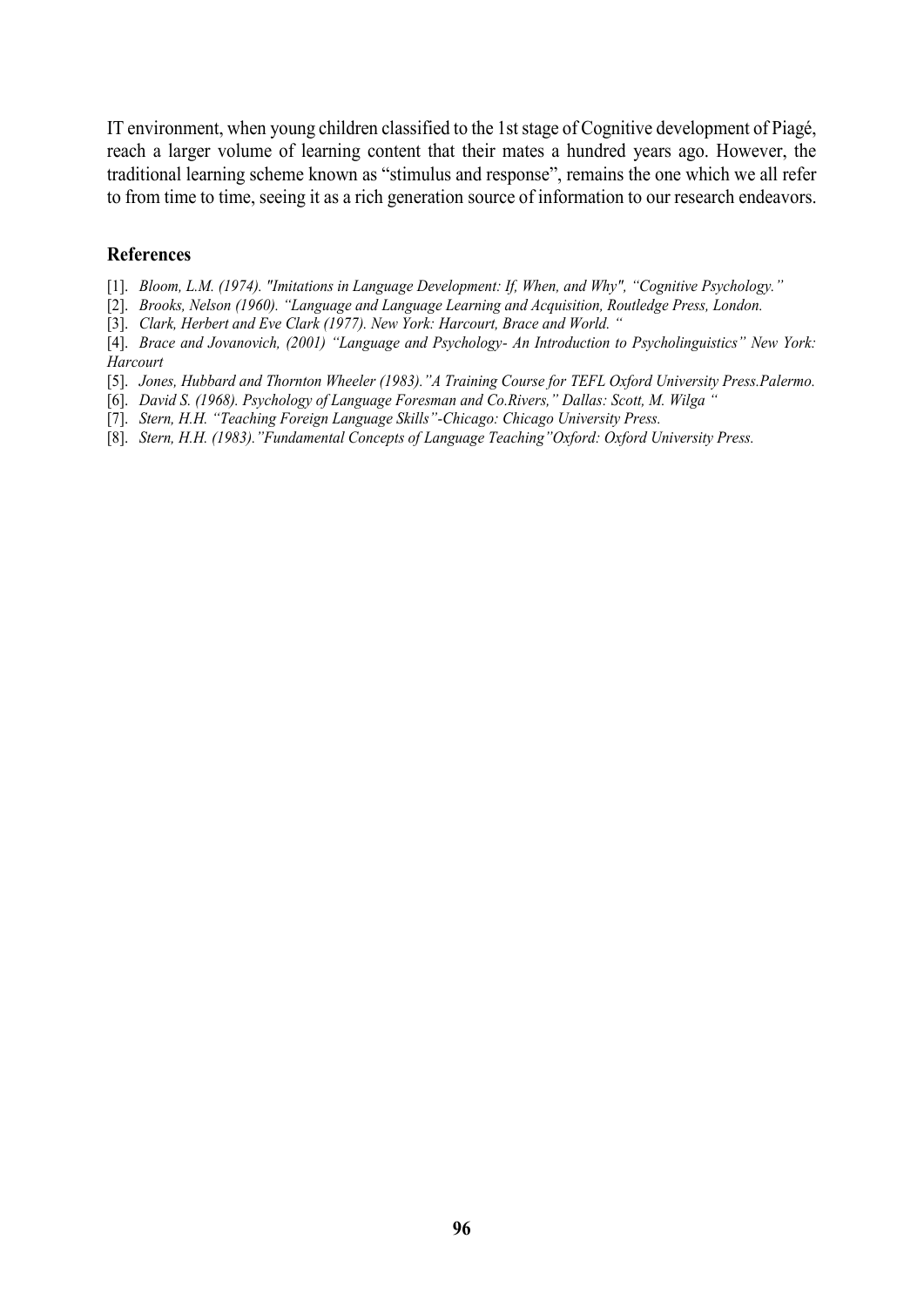IT environment, when young children classified to the 1st stage of Cognitive development of Piagé, reach a larger volume of learning content that their mates a hundred years ago. However, the traditional learning scheme known as "stimulus and response", remains the one which we all refer to from time to time, seeing it as a rich generation source of information to our research endeavors.

## References

[1]. *Bloom, L.M. (1974). "Imitations in Language Development: If, When, and Why", "Cognitive Psychology."*

[2]. *Brooks, Nelson (1960). "Language and Language Learning and Acquisition, Routledge Press, London.*

[3]. *Clark, Herbert and Eve Clark (1977). New York: Harcourt, Brace and World. "*

[4]. *Brace and Jovanovich, (2001) "Language and Psychology- An Introduction to Psycholinguistics" New York: Harcourt*

[5]. *Jones, Hubbard and Thornton Wheeler (1983)."A Training Course for TEFL Oxford University Press.Palermo.*

[6]. *David S. (1968). Psychology of Language Foresman and Co.Rivers," Dallas: Scott, M. Wilga "*

[7]. *Stern, H.H. "Teaching Foreign Language Skills"-Chicago: Chicago University Press.*

[8]. *Stern, H.H. (1983)."Fundamental Concepts of Language Teaching"Oxford: Oxford University Press.*